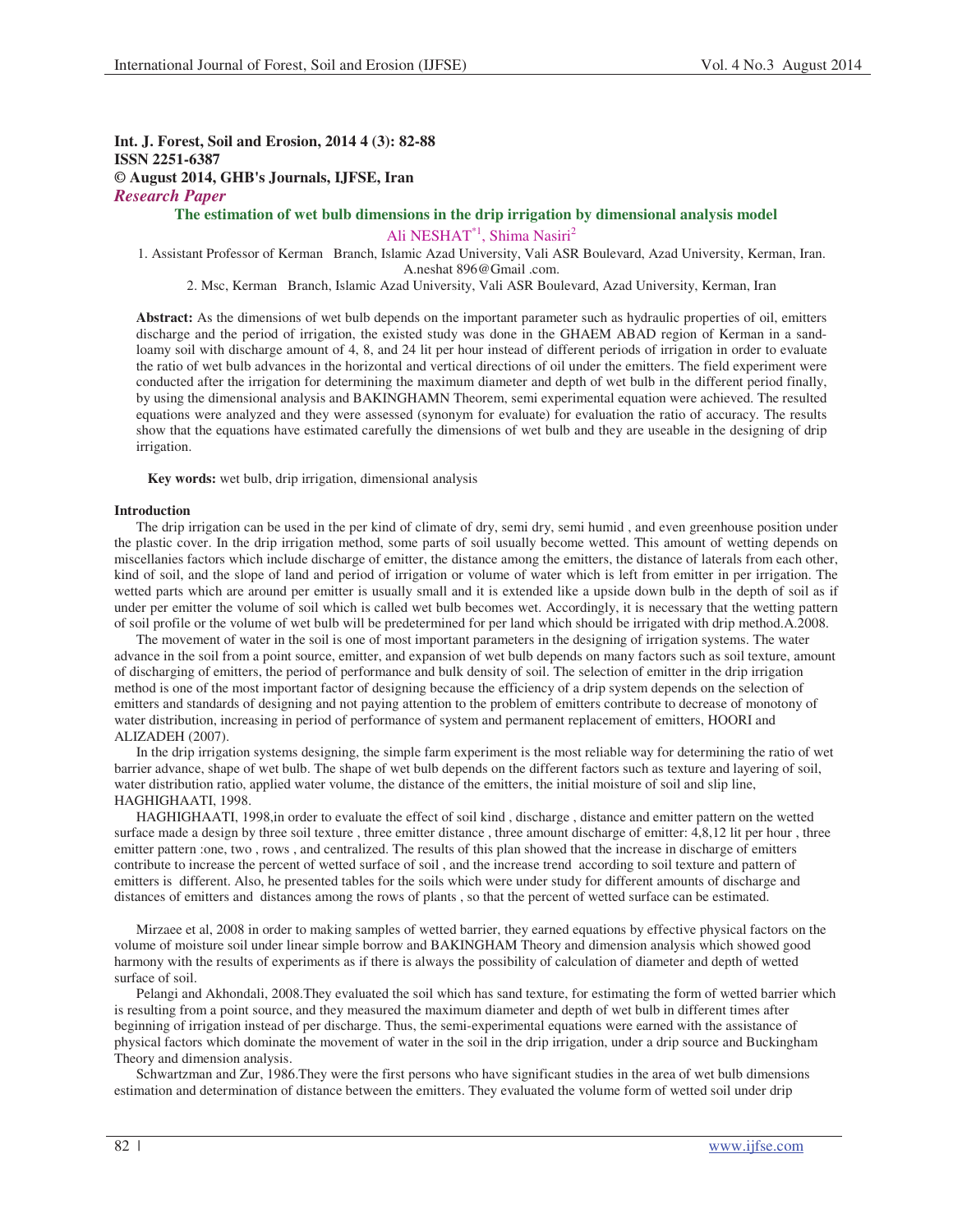**Int. J. Forest, Soil and Erosion, 2014 4 (3): 82-88**
**ISSN 2251-6387**
**© August 2014, GHB's Journals, IJFSE, Iran**
***Research Paper***

# The estimation of wet bulb dimensions in the drip irrigation by dimensional analysis model

Ali NESHAT*[1], Shima Nasiri[2]

1. Assistant Professor of Kerman Branch, Islamic Azad University, Vali ASR Boulevard, Azad University, Kerman, Iran. A.neshat 896@Gmail .com.

2. Msc, Kerman Branch, Islamic Azad University, Vali ASR Boulevard, Azad University, Kerman, Iran

**Abstract:** As the dimensions of wet bulb depends on the important parameter such as hydraulic properties of oil, emitters discharge and the period of irrigation, the existed study was done in the GHAEM ABAD region of Kerman in a sand-loamy soil with discharge amount of 4, 8, and 24 lit per hour instead of different periods of irrigation in order to evaluate the ratio of wet bulb advances in the horizontal and vertical directions of oil under the emitters. The field experiment were conducted after the irrigation for determining the maximum diameter and depth of wet bulb in the different period finally, by using the dimensional analysis and BAKINGHAMN Theorem, semi experimental equation were achieved. The resulted equations were analyzed and they were assessed (synonym for evaluate) for evaluation the ratio of accuracy. The results show that the equations have estimated carefully the dimensions of wet bulb and they are useable in the designing of drip irrigation.

**Key words:** wet bulb, drip irrigation, dimensional analysis

## Introduction

The drip irrigation can be used in the per kind of climate of dry, semi dry, semi humid , and even greenhouse position under the plastic cover. In the drip irrigation method, some parts of soil usually become wetted. This amount of wetting depends on miscellanies factors which include discharge of emitter, the distance among the emitters, the distance of laterals from each other, kind of soil, and the slope of land and period of irrigation or volume of water which is left from emitter in per irrigation. The wetted parts which are around per emitter is usually small and it is extended like a upside down bulb in the depth of soil as if under per emitter the volume of soil which is called wet bulb becomes wet. Accordingly, it is necessary that the wetting pattern of soil profile or the volume of wet bulb will be predetermined for per land which should be irrigated with drip method.A.2008.

The movement of water in the soil is one of most important parameters in the designing of irrigation systems. The water advance in the soil from a point source, emitter, and expansion of wet bulb depends on many factors such as soil texture, amount of discharging of emitters, the period of performance and bulk density of soil. The selection of emitter in the drip irrigation method is one of the most important factor of designing because the efficiency of a drip system depends on the selection of emitters and standards of designing and not paying attention to the problem of emitters contribute to decrease of monotony of water distribution, increasing in period of performance of system and permanent replacement of emitters, HOORI and ALIZADEH (2007).

In the drip irrigation systems designing, the simple farm experiment is the most reliable way for determining the ratio of wet barrier advance, shape of wet bulb. The shape of wet bulb depends on the different factors such as texture and layering of soil, water distribution ratio, applied water volume, the distance of the emitters, the initial moisture of soil and slip line, HAGHIGHAATI, 1998.

HAGHIGHAATI, 1998,in order to evaluate the effect of soil kind , discharge , distance and emitter pattern on the wetted surface made a design by three soil texture , three emitter distance , three amount discharge of emitter: 4,8,12 lit per hour , three emitter pattern :one, two , rows , and centralized. The results of this plan showed that the increase in discharge of emitters contribute to increase the percent of wetted surface of soil , and the increase trend according to soil texture and pattern of emitters is different. Also, he presented tables for the soils which were under study for different amounts of discharge and distances of emitters and distances among the rows of plants , so that the percent of wetted surface can be estimated.

Mirzaee et al, 2008 in order to making samples of wetted barrier, they earned equations by effective physical factors on the volume of moisture soil under linear simple borrow and BAKINGHAM Theory and dimension analysis which showed good harmony with the results of experiments as if there is always the possibility of calculation of diameter and depth of wetted surface of soil.

Pelangi and Akhondali, 2008.They evaluated the soil which has sand texture, for estimating the form of wetted barrier which is resulting from a point source, and they measured the maximum diameter and depth of wet bulb in different times after beginning of irrigation instead of per discharge. Thus, the semi-experimental equations were earned with the assistance of physical factors which dominate the movement of water in the soil in the drip irrigation, under a drip source and Buckingham Theory and dimension analysis.

Schwartzman and Zur, 1986.They were the first persons who have significant studies in the area of wet bulb dimensions estimation and determination of distance between the emitters. They evaluated the volume form of wetted soil under drip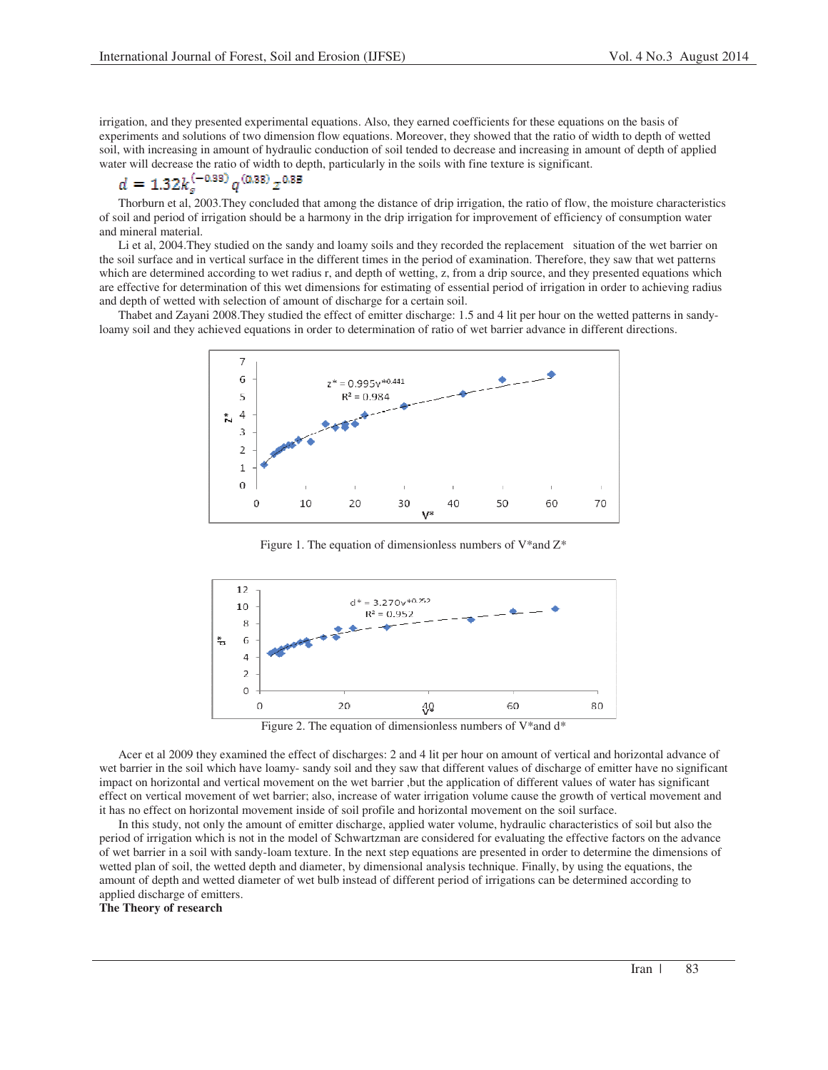irrigation, and they presented experimental equations. Also, they earned coefficients for these equations on the basis of experiments and solutions of two dimension flow equations. Moreover, they showed that the ratio of width to depth of wetted soil, with increasing in amount of hydraulic conduction of soil tended to decrease and increasing in amount of depth of applied water will decrease the ratio of width to depth, particularly in the soils with fine texture is significant.

$$d = 1.32k_s^{(-0.38)}\, q^{(0.38)}\, z^{0.85}$$

Thorburn et al, 2003.They concluded that among the distance of drip irrigation, the ratio of flow, the moisture characteristics of soil and period of irrigation should be a harmony in the drip irrigation for improvement of efficiency of consumption water and mineral material.

Li et al, 2004.They studied on the sandy and loamy soils and they recorded the replacement situation of the wet barrier on the soil surface and in vertical surface in the different times in the period of examination. Therefore, they saw that wet patterns which are determined according to wet radius r, and depth of wetting, z, from a drip source, and they presented equations which are effective for determination of this wet dimensions for estimating of essential period of irrigation in order to achieving radius and depth of wetted with selection of amount of discharge for a certain soil.

Thabet and Zayani 2008.They studied the effect of emitter discharge: 1.5 and 4 lit per hour on the wetted patterns in sandy-loamy soil and they achieved equations in order to determination of ratio of wet barrier advance in different directions.

Figure 1. The equation of dimensionless numbers of V*and Z*

Figure 2. The equation of dimensionless numbers of V*and d*

Acer et al 2009 they examined the effect of discharges: 2 and 4 lit per hour on amount of vertical and horizontal advance of wet barrier in the soil which have loamy- sandy soil and they saw that different values of discharge of emitter have no significant impact on horizontal and vertical movement on the wet barrier ,but the application of different values of water has significant effect on vertical movement of wet barrier; also, increase of water irrigation volume cause the growth of vertical movement and it has no effect on horizontal movement inside of soil profile and horizontal movement on the soil surface.

In this study, not only the amount of emitter discharge, applied water volume, hydraulic characteristics of soil but also the period of irrigation which is not in the model of Schwartzman are considered for evaluating the effective factors on the advance of wet barrier in a soil with sandy-loam texture. In the next step equations are presented in order to determine the dimensions of wetted plan of soil, the wetted depth and diameter, by dimensional analysis technique. Finally, by using the equations, the amount of depth and wetted diameter of wet bulb instead of different period of irrigations can be determined according to applied discharge of emitters.

**The Theory of research**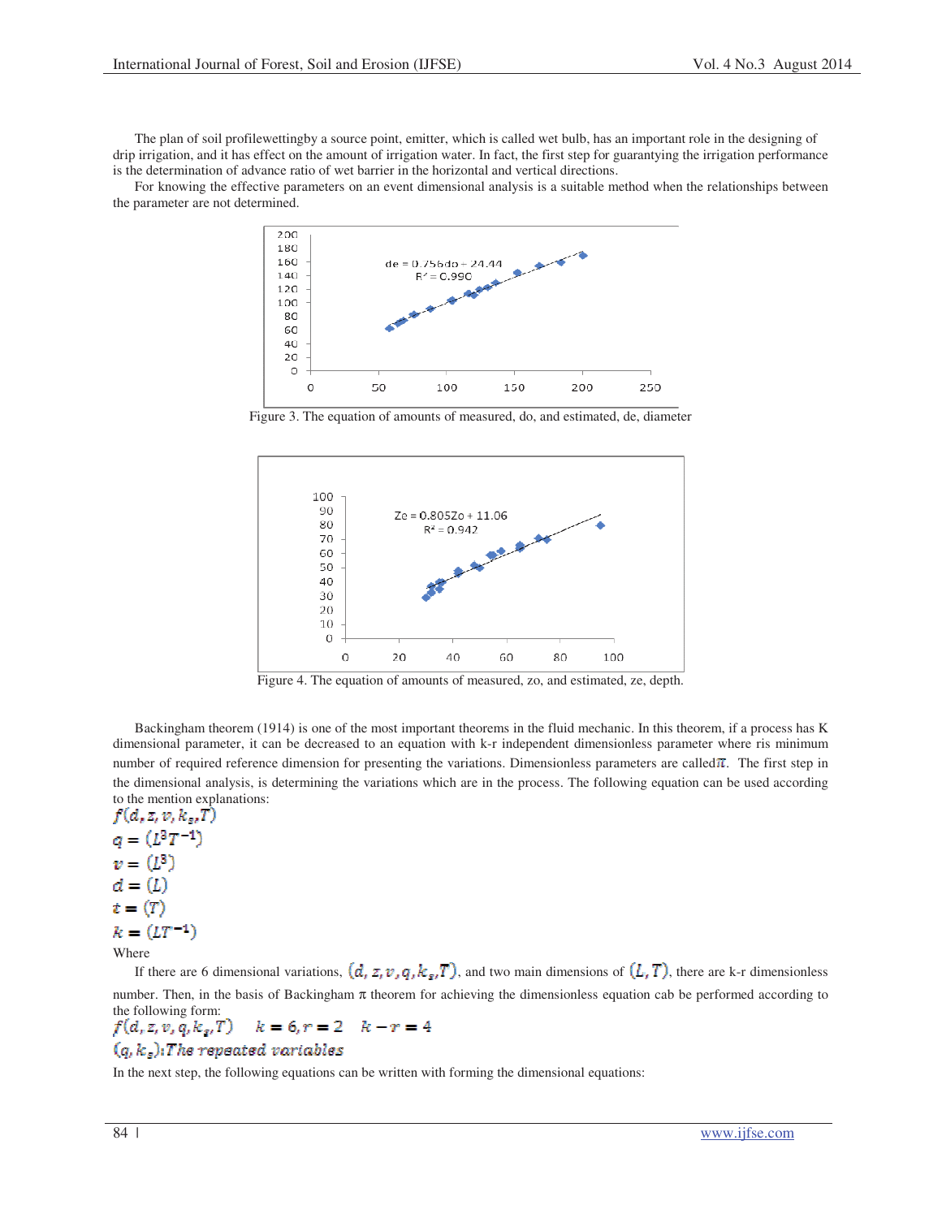The plan of soil profilewettingby a source point, emitter, which is called wet bulb, has an important role in the designing of drip irrigation, and it has effect on the amount of irrigation water. In fact, the first step for guarantying the irrigation performance is the determination of advance ratio of wet barrier in the horizontal and vertical directions.

For knowing the effective parameters on an event dimensional analysis is a suitable method when the relationships between the parameter are not determined.

Figure 3. The equation of amounts of measured, do, and estimated, de, diameter

Figure 4. The equation of amounts of measured, zo, and estimated, ze, depth.

Backingham theorem (1914) is one of the most important theorems in the fluid mechanic. In this theorem, if a process has K dimensional parameter, it can be decreased to an equation with k-r independent dimensionless parameter where ris minimum number of required reference dimension for presenting the variations. Dimensionless parameters are called $\pi$. The first step in the dimensional analysis, is determining the variations which are in the process. The following equation can be used according to the mention explanations:

$$f(d, z, v, k_s, T)$$

$$q = (L^3T^{-1})$$

$$v = (L^3)$$

$$d = (L)$$

$$t = (T)$$

$$k = (LT^{-1})$$

Where

If there are 6 dimensional variations, $(d, z, v, q, k_s, T)$, and two main dimensions of $(L, T)$, there are k-r dimensionless number. Then, in the basis of Backingham $\pi$ theorem for achieving the dimensionless equation cab be performed according to the following form:

$$f(d, z, v, q, k_s, T) \quad k = 6, r = 2 \quad k - r = 4$$

$(q, k_s)$: *The repeated variables*

In the next step, the following equations can be written with forming the dimensional equations: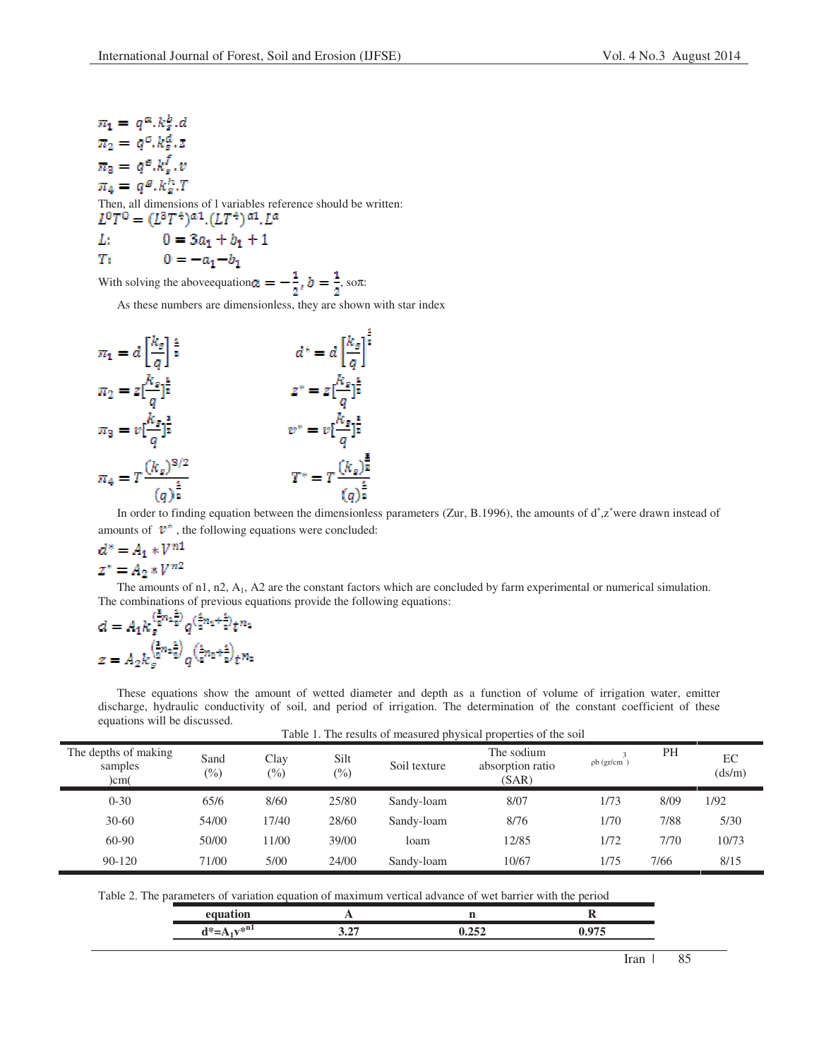$$\pi_1 = q^{a}.k_s^{b}.d$$
$$\pi_2 = q^{c}.k_s^{d}.z$$
$$\pi_3 = q^{e}.k_s^{f}.v$$
$$\pi_4 = q^{g}.k_s^{h}.T$$

Then, all dimensions of l variables reference should be written:

$$L^0T^0 = (L^3T^{-1})^{a1}.(LT^{-1})^{a1}.L^{a}$$

$$L: \quad 0 = 3a_1 + b_1 + 1$$

$$T: \quad 0 = -a_1 - b_1$$

With solving the aboveequation $a = -\frac{1}{2}, b = \frac{1}{2}$, so π:

As these numbers are dimensionless, they are shown with star index

$$\pi_1 = d\left[\frac{k_s}{q}\right]^{\frac{1}{2}} \qquad d^* = d\left[\frac{k_s}{q}\right]^{\frac{1}{2}}$$

$$\pi_2 = z\left[\frac{k_s}{q}\right]^{\frac{1}{2}} \qquad z^* = z\left[\frac{k_s}{q}\right]^{\frac{1}{2}}$$

$$\pi_3 = v\left[\frac{k_s}{q}\right]^{\frac{3}{2}} \qquad v^* = v\left[\frac{k_s}{q}\right]^{\frac{3}{2}}$$

$$\pi_4 = T\frac{(k_s)^{3/2}}{(q)^{\frac{1}{2}}} \qquad T^* = T\frac{(k_s)^{\frac{3}{2}}}{(q)^{\frac{1}{2}}}$$

In order to finding equation between the dimensionless parameters (Zur, B.1996), the amounts of $d^*$,$z^*$were drawn instead of amounts of $v^*$, the following equations were concluded:

$$d^* = A_1 * V^{n1}$$
$$z^* = A_2 * V^{n2}$$

The amounts of n1, n2, $A_1$, A2 are the constant factors which are concluded by farm experimental or numerical simulation. The combinations of previous equations provide the following equations:

$$d = A_1 k_s^{\left(\frac{3}{2}n_1 - \frac{1}{2}\right)} q^{\left(\frac{1}{2}n_1 + \frac{1}{2}\right)} t^{n_1}$$

$$z = A_2 k_s^{\left(\frac{3}{2}n_2 - \frac{1}{2}\right)} q^{\left(\frac{1}{2}n_2 + \frac{1}{2}\right)} t^{n_2}$$

These equations show the amount of wetted diameter and depth as a function of volume of irrigation water, emitter discharge, hydraulic conductivity of soil, and period of irrigation. The determination of the constant coefficient of these equations will be discussed.

Table 1. The results of measured physical properties of the soil

| The depths of making samples )cm( | Sand (%) | Clay (%) | Silt (%) | Soil texture | The sodium absorption ratio (SAR) | ρb (gr/cm$^3$) | PH | EC (ds/m) |
|---|---|---|---|---|---|---|---|---|
| 0-30 | 65/6 | 8/60 | 25/80 | Sandy-loam | 8/07 | 1/73 | 8/09 | 1/92 |
| 30-60 | 54/00 | 17/40 | 28/60 | Sandy-loam | 8/76 | 1/70 | 7/88 | 5/30 |
| 60-90 | 50/00 | 11/00 | 39/00 | loam | 12/85 | 1/72 | 7/70 | 10/73 |
| 90-120 | 71/00 | 5/00 | 24/00 | Sandy-loam | 10/67 | 1/75 | 7/66 | 8/15 |

Table 2. The parameters of variation equation of maximum vertical advance of wet barrier with the period

| equation | A | n | R |
|---|---|---|---|
| $d^*=A_1v^{*n1}$ | 3.27 | 0.252 | 0.975 |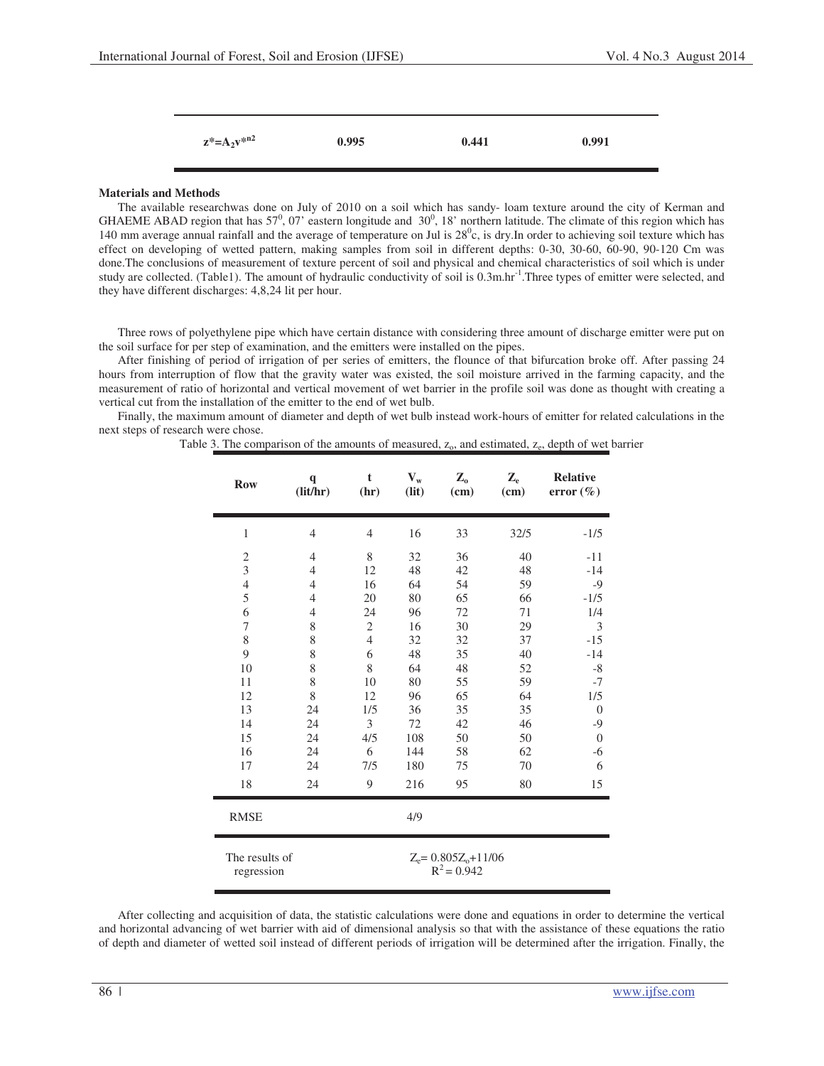| $z^*=A_2v^{*n2}$ | 0.995 | 0.441 | 0.991 |
|---|---|---|---|

**Materials and Methods**

The available researchwas done on July of 2010 on a soil which has sandy- loam texture around the city of Kerman and GHAEME ABAD region that has $57^0$, 07' eastern longitude and $30^0$, 18' northern latitude. The climate of this region which has 140 mm average annual rainfall and the average of temperature on Jul is $28^0$c, is dry.In order to achieving soil texture which has effect on developing of wetted pattern, making samples from soil in different depths: 0-30, 30-60, 60-90, 90-120 Cm was done.The conclusions of measurement of texture percent of soil and physical and chemical characteristics of soil which is under study are collected. (Table1). The amount of hydraulic conductivity of soil is $0.3m.hr^{-1}$.Three types of emitter were selected, and they have different discharges: 4,8,24 lit per hour.

Three rows of polyethylene pipe which have certain distance with considering three amount of discharge emitter were put on the soil surface for per step of examination, and the emitters were installed on the pipes.

After finishing of period of irrigation of per series of emitters, the flounce of that bifurcation broke off. After passing 24 hours from interruption of flow that the gravity water was existed, the soil moisture arrived in the farming capacity, and the measurement of ratio of horizontal and vertical movement of wet barrier in the profile soil was done as thought with creating a vertical cut from the installation of the emitter to the end of wet bulb.

Finally, the maximum amount of diameter and depth of wet bulb instead work-hours of emitter for related calculations in the next steps of research were chose.

Table 3. The comparison of the amounts of measured, $z_o$, and estimated, $z_e$, depth of wet barrier

| Row | q (lit/hr) | t (hr) | $V_w$ (lit) | $Z_o$ (cm) | $Z_e$ (cm) | Relative error (%) |
|---|---|---|---|---|---|---|
| 1 | 4 | 4 | 16 | 33 | 32/5 | -1/5 |
| 2 | 4 | 8 | 32 | 36 | 40 | -11 |
| 3 | 4 | 12 | 48 | 42 | 48 | -14 |
| 4 | 4 | 16 | 64 | 54 | 59 | -9 |
| 5 | 4 | 20 | 80 | 65 | 66 | -1/5 |
| 6 | 4 | 24 | 96 | 72 | 71 | 1/4 |
| 7 | 8 | 2 | 16 | 30 | 29 | 3 |
| 8 | 8 | 4 | 32 | 32 | 37 | -15 |
| 9 | 8 | 6 | 48 | 35 | 40 | -14 |
| 10 | 8 | 8 | 64 | 48 | 52 | -8 |
| 11 | 8 | 10 | 80 | 55 | 59 | -7 |
| 12 | 8 | 12 | 96 | 65 | 64 | 1/5 |
| 13 | 24 | 1/5 | 36 | 35 | 35 | 0 |
| 14 | 24 | 3 | 72 | 42 | 46 | -9 |
| 15 | 24 | 4/5 | 108 | 50 | 50 | 0 |
| 16 | 24 | 6 | 144 | 58 | 62 | -6 |
| 17 | 24 | 7/5 | 180 | 75 | 70 | 6 |
| 18 | 24 | 9 | 216 | 95 | 80 | 15 |
| RMSE | | | 4/9 | | | |
| The results of regression | | | $Z_e= 0.805Z_o+11/06$ $R^2 = 0.942$ | | | |

After collecting and acquisition of data, the statistic calculations were done and equations in order to determine the vertical and horizontal advancing of wet barrier with aid of dimensional analysis so that with the assistance of these equations the ratio of depth and diameter of wetted soil instead of different periods of irrigation will be determined after the irrigation. Finally, the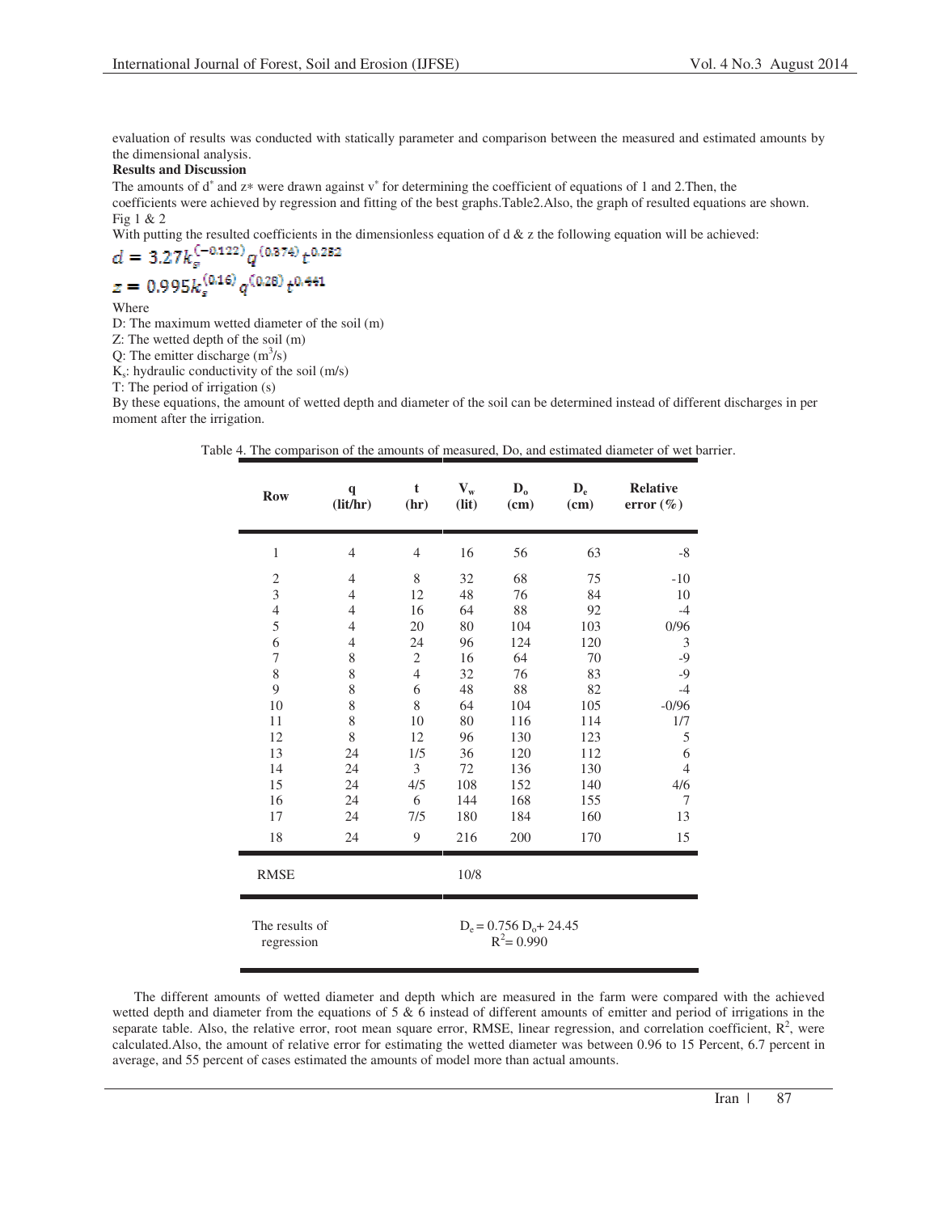evaluation of results was conducted with statically parameter and comparison between the measured and estimated amounts by the dimensional analysis.

**Results and Discussion**

The amounts of $d^*$ and $z*$ were drawn against $v^*$ for determining the coefficient of equations of 1 and 2.Then, the coefficients were achieved by regression and fitting of the best graphs.Table2.Also, the graph of resulted equations are shown. Fig 1 & 2

With putting the resulted coefficients in the dimensionless equation of d & z the following equation will be achieved:

$$d = 3.27 k_s^{(-0.122)} q^{(0.874)} t^{0.282}$$

$$z = 0.995 k_s^{(0.16)} q^{(0.28)} t^{0.441}$$

Where

D: The maximum wetted diameter of the soil (m)

Z: The wetted depth of the soil (m)

Q: The emitter discharge ($m^3$/s)

$K_s$: hydraulic conductivity of the soil (m/s)

T: The period of irrigation (s)

By these equations, the amount of wetted depth and diameter of the soil can be determined instead of different discharges in per moment after the irrigation.

Table 4. The comparison of the amounts of measured, Do, and estimated diameter of wet barrier.

| Row | q (lit/hr) | t (hr) | $V_w$ (lit) | $D_o$ (cm) | $D_e$ (cm) | Relative error (%) |
|---|---|---|---|---|---|---|
| 1 | 4 | 4 | 16 | 56 | 63 | -8 |
| 2 | 4 | 8 | 32 | 68 | 75 | -10 |
| 3 | 4 | 12 | 48 | 76 | 84 | 10 |
| 4 | 4 | 16 | 64 | 88 | 92 | -4 |
| 5 | 4 | 20 | 80 | 104 | 103 | 0/96 |
| 6 | 4 | 24 | 96 | 124 | 120 | 3 |
| 7 | 8 | 2 | 16 | 64 | 70 | -9 |
| 8 | 8 | 4 | 32 | 76 | 83 | -9 |
| 9 | 8 | 6 | 48 | 88 | 82 | -4 |
| 10 | 8 | 8 | 64 | 104 | 105 | -0/96 |
| 11 | 8 | 10 | 80 | 116 | 114 | 1/7 |
| 12 | 8 | 12 | 96 | 130 | 123 | 5 |
| 13 | 24 | 1/5 | 36 | 120 | 112 | 6 |
| 14 | 24 | 3 | 72 | 136 | 130 | 4 |
| 15 | 24 | 4/5 | 108 | 152 | 140 | 4/6 |
| 16 | 24 | 6 | 144 | 168 | 155 | 7 |
| 17 | 24 | 7/5 | 180 | 184 | 160 | 13 |
| 18 | 24 | 9 | 216 | 200 | 170 | 15 |
| RMSE | | | 10/8 | | | |
| The results of regression | | | $D_e = 0.756\ D_o + 24.45$ $R^2 = 0.990$ | | | |

The different amounts of wetted diameter and depth which are measured in the farm were compared with the achieved wetted depth and diameter from the equations of 5 & 6 instead of different amounts of emitter and period of irrigations in the separate table. Also, the relative error, root mean square error, RMSE, linear regression, and correlation coefficient, $R^2$, were calculated.Also, the amount of relative error for estimating the wetted diameter was between 0.96 to 15 Percent, 6.7 percent in average, and 55 percent of cases estimated the amounts of model more than actual amounts.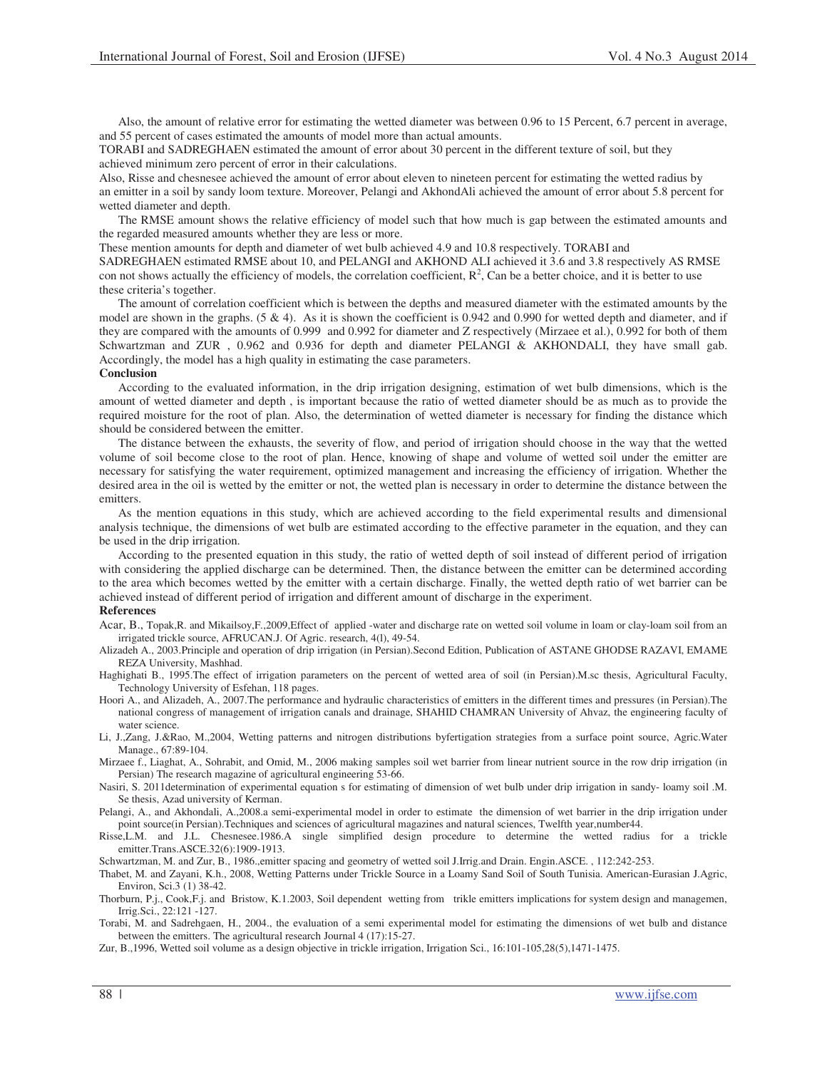Also, the amount of relative error for estimating the wetted diameter was between 0.96 to 15 Percent, 6.7 percent in average, and 55 percent of cases estimated the amounts of model more than actual amounts.

TORABI and SADREGHAEN estimated the amount of error about 30 percent in the different texture of soil, but they achieved minimum zero percent of error in their calculations.

Also, Risse and chesnesee achieved the amount of error about eleven to nineteen percent for estimating the wetted radius by an emitter in a soil by sandy loom texture. Moreover, Pelangi and AkhondAli achieved the amount of error about 5.8 percent for wetted diameter and depth.

The RMSE amount shows the relative efficiency of model such that how much is gap between the estimated amounts and the regarded measured amounts whether they are less or more.

These mention amounts for depth and diameter of wet bulb achieved 4.9 and 10.8 respectively. TORABI and SADREGHAEN estimated RMSE about 10, and PELANGI and AKHOND ALI achieved it 3.6 and 3.8 respectively AS RMSE con not shows actually the efficiency of models, the correlation coefficient, $R^2$, Can be a better choice, and it is better to use these criteria's together.

The amount of correlation coefficient which is between the depths and measured diameter with the estimated amounts by the model are shown in the graphs. (5 & 4). As it is shown the coefficient is 0.942 and 0.990 for wetted depth and diameter, and if they are compared with the amounts of 0.999 and 0.992 for diameter and Z respectively (Mirzaee et al.), 0.992 for both of them Schwartzman and ZUR , 0.962 and 0.936 for depth and diameter PELANGI & AKHONDALI, they have small gab. Accordingly, the model has a high quality in estimating the case parameters.

**Conclusion**

According to the evaluated information, in the drip irrigation designing, estimation of wet bulb dimensions, which is the amount of wetted diameter and depth , is important because the ratio of wetted diameter should be as much as to provide the required moisture for the root of plan. Also, the determination of wetted diameter is necessary for finding the distance which should be considered between the emitter.

The distance between the exhausts, the severity of flow, and period of irrigation should choose in the way that the wetted volume of soil become close to the root of plan. Hence, knowing of shape and volume of wetted soil under the emitter are necessary for satisfying the water requirement, optimized management and increasing the efficiency of irrigation. Whether the desired area in the oil is wetted by the emitter or not, the wetted plan is necessary in order to determine the distance between the emitters.

As the mention equations in this study, which are achieved according to the field experimental results and dimensional analysis technique, the dimensions of wet bulb are estimated according to the effective parameter in the equation, and they can be used in the drip irrigation.

According to the presented equation in this study, the ratio of wetted depth of soil instead of different period of irrigation with considering the applied discharge can be determined. Then, the distance between the emitter can be determined according to the area which becomes wetted by the emitter with a certain discharge. Finally, the wetted depth ratio of wet barrier can be achieved instead of different period of irrigation and different amount of discharge in the experiment.

**References**

Acar, B., Topak,R. and Mikailsoy,F.,2009,Effect of applied -water and discharge rate on wetted soil volume in loam or clay-loam soil from an irrigated trickle source, AFRUCAN.J. Of Agric. research, 4(l), 49-54.

Alizadeh A., 2003.Principle and operation of drip irrigation (in Persian).Second Edition, Publication of ASTANE GHODSE RAZAVI, EMAME REZA University, Mashhad.

Haghighati B., 1995.The effect of irrigation parameters on the percent of wetted area of soil (in Persian).M.sc thesis, Agricultural Faculty, Technology University of Esfehan, 118 pages.

Hoori A., and Alizadeh, A., 2007.The performance and hydraulic characteristics of emitters in the different times and pressures (in Persian).The national congress of management of irrigation canals and drainage, SHAHID CHAMRAN University of Ahvaz, the engineering faculty of water science.

Li, J.,Zang, J.&Rao, M.,2004, Wetting patterns and nitrogen distributions byfertigation strategies from a surface point source, Agric.Water Manage., 67:89-104.

Mirzaee f., Liaghat, A., Sohrabit, and Omid, M., 2006 making samples soil wet barrier from linear nutrient source in the row drip irrigation (in Persian) The research magazine of agricultural engineering 53-66.

Nasiri, S. 2011determination of experimental equation s for estimating of dimension of wet bulb under drip irrigation in sandy- loamy soil .M. Se thesis, Azad university of Kerman.

Pelangi, A., and Akhondali, A.,2008.a semi-experimental model in order to estimate the dimension of wet barrier in the drip irrigation under point source(in Persian).Techniques and sciences of agricultural magazines and natural sciences, Twelfth year,number44.

Risse,L.M. and J.L. Chesnesee.1986.A single simplified design procedure to determine the wetted radius for a trickle emitter.Trans.ASCE.32(6):1909-1913.

Schwartzman, M. and Zur, B., 1986.,emitter spacing and geometry of wetted soil J.Irrig.and Drain. Engin.ASCE. , 112:242-253.

Thabet, M. and Zayani, K.h., 2008, Wetting Patterns under Trickle Source in a Loamy Sand Soil of South Tunisia. American-Eurasian J.Agric, Environ, Sci.3 (1) 38-42.

Thorburn, P.j., Cook,F.j. and Bristow, K.1.2003, Soil dependent wetting from trikle emitters implications for system design and managemen, Irrig.Sci., 22:121 -127.

Torabi, M. and Sadrehgaen, H., 2004., the evaluation of a semi experimental model for estimating the dimensions of wet bulb and distance between the emitters. The agricultural research Journal 4 (17):15-27.

Zur, B.,1996, Wetted soil volume as a design objective in trickle irrigation, Irrigation Sci., 16:101-105,28(5),1471-1475.